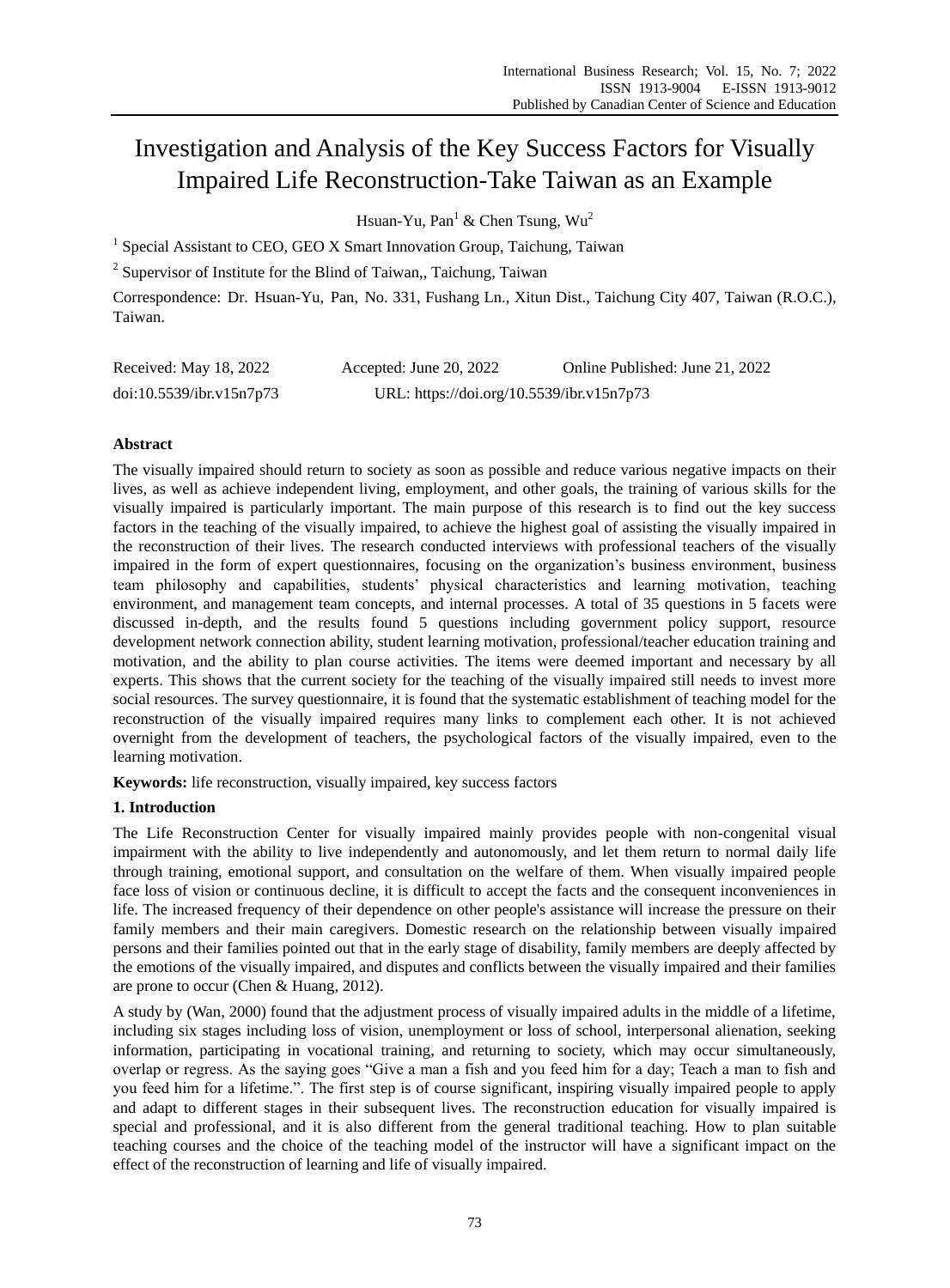# Investigation and Analysis of the Key Success Factors for Visually Impaired Life Reconstruction-Take Taiwan as an Example

Hsuan-Yu, Pan[1] & Chen Tsung, Wu[2]

[1] Special Assistant to CEO, GEO X Smart Innovation Group, Taichung, Taiwan

[2] Supervisor of Institute for the Blind of Taiwan,, Taichung, Taiwan

Correspondence: Dr. Hsuan-Yu, Pan, No. 331, Fushang Ln., Xitun Dist., Taichung City 407, Taiwan (R.O.C.), Taiwan.

Received: May 18, 2022 Accepted: June 20, 2022 Online Published: June 21, 2022

doi:10.5539/ibr.v15n7p73 URL: https://doi.org/10.5539/ibr.v15n7p73

## Abstract

The visually impaired should return to society as soon as possible and reduce various negative impacts on their lives, as well as achieve independent living, employment, and other goals, the training of various skills for the visually impaired is particularly important. The main purpose of this research is to find out the key success factors in the teaching of the visually impaired, to achieve the highest goal of assisting the visually impaired in the reconstruction of their lives. The research conducted interviews with professional teachers of the visually impaired in the form of expert questionnaires, focusing on the organization's business environment, business team philosophy and capabilities, students' physical characteristics and learning motivation, teaching environment, and management team concepts, and internal processes. A total of 35 questions in 5 facets were discussed in-depth, and the results found 5 questions including government policy support, resource development network connection ability, student learning motivation, professional/teacher education training and motivation, and the ability to plan course activities. The items were deemed important and necessary by all experts. This shows that the current society for the teaching of the visually impaired still needs to invest more social resources. The survey questionnaire, it is found that the systematic establishment of teaching model for the reconstruction of the visually impaired requires many links to complement each other. It is not achieved overnight from the development of teachers, the psychological factors of the visually impaired, even to the learning motivation.

**Keywords:** life reconstruction, visually impaired, key success factors

## 1. Introduction

The Life Reconstruction Center for visually impaired mainly provides people with non-congenital visual impairment with the ability to live independently and autonomously, and let them return to normal daily life through training, emotional support, and consultation on the welfare of them. When visually impaired people face loss of vision or continuous decline, it is difficult to accept the facts and the consequent inconveniences in life. The increased frequency of their dependence on other people's assistance will increase the pressure on their family members and their main caregivers. Domestic research on the relationship between visually impaired persons and their families pointed out that in the early stage of disability, family members are deeply affected by the emotions of the visually impaired, and disputes and conflicts between the visually impaired and their families are prone to occur (Chen & Huang, 2012).

A study by (Wan, 2000) found that the adjustment process of visually impaired adults in the middle of a lifetime, including six stages including loss of vision, unemployment or loss of school, interpersonal alienation, seeking information, participating in vocational training, and returning to society, which may occur simultaneously, overlap or regress. As the saying goes "Give a man a fish and you feed him for a day; Teach a man to fish and you feed him for a lifetime.". The first step is of course significant, inspiring visually impaired people to apply and adapt to different stages in their subsequent lives. The reconstruction education for visually impaired is special and professional, and it is also different from the general traditional teaching. How to plan suitable teaching courses and the choice of the teaching model of the instructor will have a significant impact on the effect of the reconstruction of learning and life of visually impaired.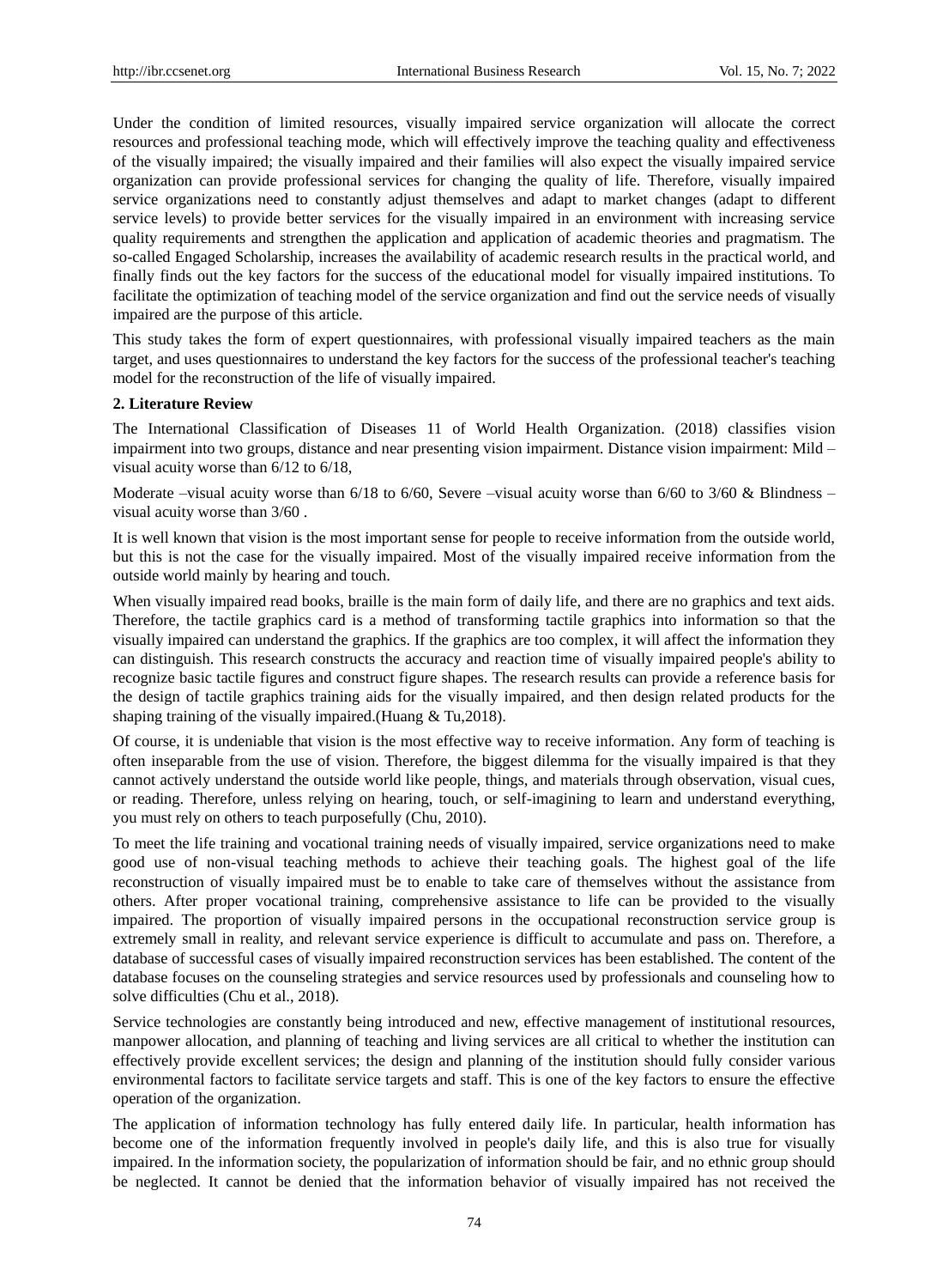Under the condition of limited resources, visually impaired service organization will allocate the correct resources and professional teaching mode, which will effectively improve the teaching quality and effectiveness of the visually impaired; the visually impaired and their families will also expect the visually impaired service organization can provide professional services for changing the quality of life. Therefore, visually impaired service organizations need to constantly adjust themselves and adapt to market changes (adapt to different service levels) to provide better services for the visually impaired in an environment with increasing service quality requirements and strengthen the application and application of academic theories and pragmatism. The so-called Engaged Scholarship, increases the availability of academic research results in the practical world, and finally finds out the key factors for the success of the educational model for visually impaired institutions. To facilitate the optimization of teaching model of the service organization and find out the service needs of visually impaired are the purpose of this article.

This study takes the form of expert questionnaires, with professional visually impaired teachers as the main target, and uses questionnaires to understand the key factors for the success of the professional teacher's teaching model for the reconstruction of the life of visually impaired.

## 2. Literature Review

The International Classification of Diseases 11 of World Health Organization. (2018) classifies vision impairment into two groups, distance and near presenting vision impairment. Distance vision impairment: Mild – visual acuity worse than 6/12 to 6/18,

Moderate –visual acuity worse than 6/18 to 6/60, Severe –visual acuity worse than 6/60 to 3/60 & Blindness – visual acuity worse than 3/60 .

It is well known that vision is the most important sense for people to receive information from the outside world, but this is not the case for the visually impaired. Most of the visually impaired receive information from the outside world mainly by hearing and touch.

When visually impaired read books, braille is the main form of daily life, and there are no graphics and text aids. Therefore, the tactile graphics card is a method of transforming tactile graphics into information so that the visually impaired can understand the graphics. If the graphics are too complex, it will affect the information they can distinguish. This research constructs the accuracy and reaction time of visually impaired people's ability to recognize basic tactile figures and construct figure shapes. The research results can provide a reference basis for the design of tactile graphics training aids for the visually impaired, and then design related products for the shaping training of the visually impaired.(Huang & Tu,2018).

Of course, it is undeniable that vision is the most effective way to receive information. Any form of teaching is often inseparable from the use of vision. Therefore, the biggest dilemma for the visually impaired is that they cannot actively understand the outside world like people, things, and materials through observation, visual cues, or reading. Therefore, unless relying on hearing, touch, or self-imagining to learn and understand everything, you must rely on others to teach purposefully (Chu, 2010).

To meet the life training and vocational training needs of visually impaired, service organizations need to make good use of non-visual teaching methods to achieve their teaching goals. The highest goal of the life reconstruction of visually impaired must be to enable to take care of themselves without the assistance from others. After proper vocational training, comprehensive assistance to life can be provided to the visually impaired. The proportion of visually impaired persons in the occupational reconstruction service group is extremely small in reality, and relevant service experience is difficult to accumulate and pass on. Therefore, a database of successful cases of visually impaired reconstruction services has been established. The content of the database focuses on the counseling strategies and service resources used by professionals and counseling how to solve difficulties (Chu et al., 2018).

Service technologies are constantly being introduced and new, effective management of institutional resources, manpower allocation, and planning of teaching and living services are all critical to whether the institution can effectively provide excellent services; the design and planning of the institution should fully consider various environmental factors to facilitate service targets and staff. This is one of the key factors to ensure the effective operation of the organization.

The application of information technology has fully entered daily life. In particular, health information has become one of the information frequently involved in people's daily life, and this is also true for visually impaired. In the information society, the popularization of information should be fair, and no ethnic group should be neglected. It cannot be denied that the information behavior of visually impaired has not received the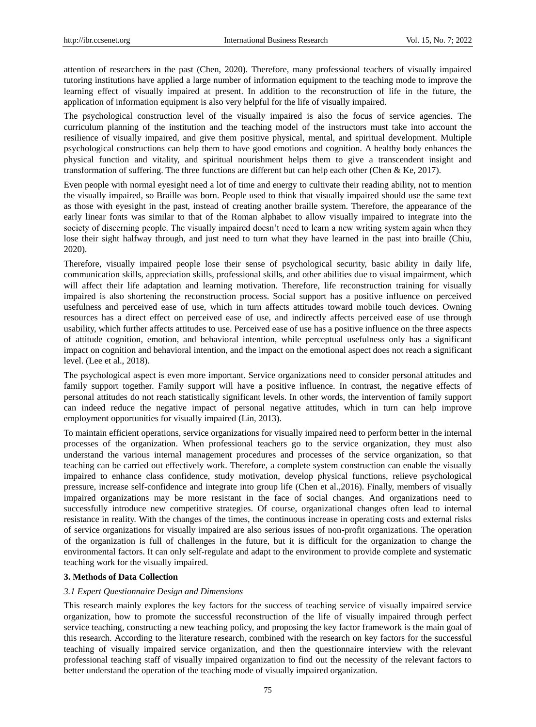attention of researchers in the past (Chen, 2020). Therefore, many professional teachers of visually impaired tutoring institutions have applied a large number of information equipment to the teaching mode to improve the learning effect of visually impaired at present. In addition to the reconstruction of life in the future, the application of information equipment is also very helpful for the life of visually impaired.

The psychological construction level of the visually impaired is also the focus of service agencies. The curriculum planning of the institution and the teaching model of the instructors must take into account the resilience of visually impaired, and give them positive physical, mental, and spiritual development. Multiple psychological constructions can help them to have good emotions and cognition. A healthy body enhances the physical function and vitality, and spiritual nourishment helps them to give a transcendent insight and transformation of suffering. The three functions are different but can help each other (Chen & Ke, 2017).

Even people with normal eyesight need a lot of time and energy to cultivate their reading ability, not to mention the visually impaired, so Braille was born. People used to think that visually impaired should use the same text as those with eyesight in the past, instead of creating another braille system. Therefore, the appearance of the early linear fonts was similar to that of the Roman alphabet to allow visually impaired to integrate into the society of discerning people. The visually impaired doesn't need to learn a new writing system again when they lose their sight halfway through, and just need to turn what they have learned in the past into braille (Chiu, 2020).

Therefore, visually impaired people lose their sense of psychological security, basic ability in daily life, communication skills, appreciation skills, professional skills, and other abilities due to visual impairment, which will affect their life adaptation and learning motivation. Therefore, life reconstruction training for visually impaired is also shortening the reconstruction process. Social support has a positive influence on perceived usefulness and perceived ease of use, which in turn affects attitudes toward mobile touch devices. Owning resources has a direct effect on perceived ease of use, and indirectly affects perceived ease of use through usability, which further affects attitudes to use. Perceived ease of use has a positive influence on the three aspects of attitude cognition, emotion, and behavioral intention, while perceptual usefulness only has a significant impact on cognition and behavioral intention, and the impact on the emotional aspect does not reach a significant level. (Lee et al., 2018).

The psychological aspect is even more important. Service organizations need to consider personal attitudes and family support together. Family support will have a positive influence. In contrast, the negative effects of personal attitudes do not reach statistically significant levels. In other words, the intervention of family support can indeed reduce the negative impact of personal negative attitudes, which in turn can help improve employment opportunities for visually impaired (Lin, 2013).

To maintain efficient operations, service organizations for visually impaired need to perform better in the internal processes of the organization. When professional teachers go to the service organization, they must also understand the various internal management procedures and processes of the service organization, so that teaching can be carried out effectively work. Therefore, a complete system construction can enable the visually impaired to enhance class confidence, study motivation, develop physical functions, relieve psychological pressure, increase self-confidence and integrate into group life (Chen et al.,2016). Finally, members of visually impaired organizations may be more resistant in the face of social changes. And organizations need to successfully introduce new competitive strategies. Of course, organizational changes often lead to internal resistance in reality. With the changes of the times, the continuous increase in operating costs and external risks of service organizations for visually impaired are also serious issues of non-profit organizations. The operation of the organization is full of challenges in the future, but it is difficult for the organization to change the environmental factors. It can only self-regulate and adapt to the environment to provide complete and systematic teaching work for the visually impaired.

## 3. Methods of Data Collection

### *3.1 Expert Questionnaire Design and Dimensions*

This research mainly explores the key factors for the success of teaching service of visually impaired service organization, how to promote the successful reconstruction of the life of visually impaired through perfect service teaching, constructing a new teaching policy, and proposing the key factor framework is the main goal of this research. According to the literature research, combined with the research on key factors for the successful teaching of visually impaired service organization, and then the questionnaire interview with the relevant professional teaching staff of visually impaired organization to find out the necessity of the relevant factors to better understand the operation of the teaching mode of visually impaired organization.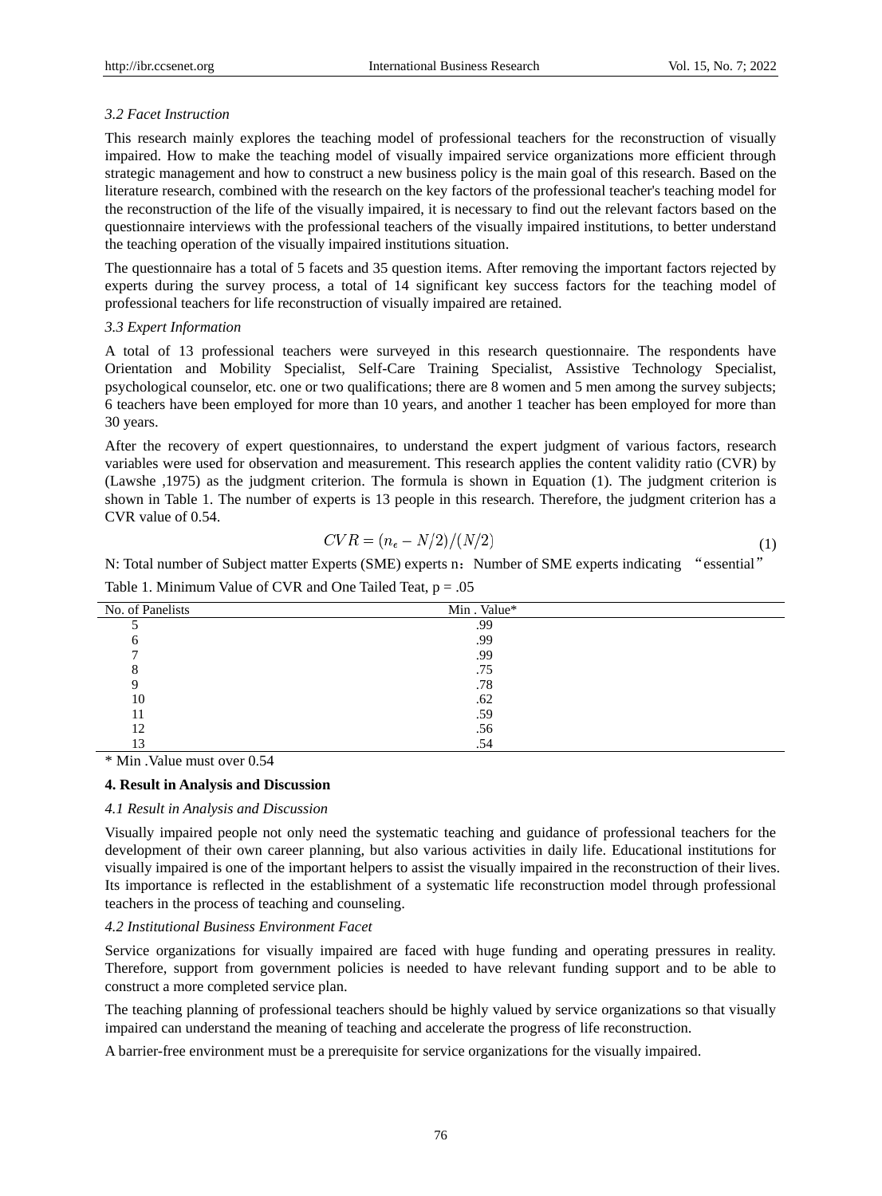### *3.2 Facet Instruction*

This research mainly explores the teaching model of professional teachers for the reconstruction of visually impaired. How to make the teaching model of visually impaired service organizations more efficient through strategic management and how to construct a new business policy is the main goal of this research. Based on the literature research, combined with the research on the key factors of the professional teacher's teaching model for the reconstruction of the life of the visually impaired, it is necessary to find out the relevant factors based on the questionnaire interviews with the professional teachers of the visually impaired institutions, to better understand the teaching operation of the visually impaired institutions situation.

The questionnaire has a total of 5 facets and 35 question items. After removing the important factors rejected by experts during the survey process, a total of 14 significant key success factors for the teaching model of professional teachers for life reconstruction of visually impaired are retained.

### *3.3 Expert Information*

A total of 13 professional teachers were surveyed in this research questionnaire. The respondents have Orientation and Mobility Specialist, Self-Care Training Specialist, Assistive Technology Specialist, psychological counselor, etc. one or two qualifications; there are 8 women and 5 men among the survey subjects; 6 teachers have been employed for more than 10 years, and another 1 teacher has been employed for more than 30 years.

After the recovery of expert questionnaires, to understand the expert judgment of various factors, research variables were used for observation and measurement. This research applies the content validity ratio (CVR) by (Lawshe ,1975) as the judgment criterion. The formula is shown in Equation (1). The judgment criterion is shown in Table 1. The number of experts is 13 people in this research. Therefore, the judgment criterion has a CVR value of 0.54.

$$CVR = (n_e - N/2)/(N/2) \tag{1}$$

N: Total number of Subject matter Experts (SME) experts n：Number of SME experts indicating “essential”

Table 1. Minimum Value of CVR and One Tailed Teat, p = .05

| No. of Panelists | Min . Value* |
|---|---|
| 5 | .99 |
| 6 | .99 |
| 7 | .99 |
| 8 | .75 |
| 9 | .78 |
| 10 | .62 |
| 11 | .59 |
| 12 | .56 |
| 13 | .54 |

\* Min .Value must over 0.54

## **4. Result in Analysis and Discussion**

### *4.1 Result in Analysis and Discussion*

Visually impaired people not only need the systematic teaching and guidance of professional teachers for the development of their own career planning, but also various activities in daily life. Educational institutions for visually impaired is one of the important helpers to assist the visually impaired in the reconstruction of their lives. Its importance is reflected in the establishment of a systematic life reconstruction model through professional teachers in the process of teaching and counseling.

### *4.2 Institutional Business Environment Facet*

Service organizations for visually impaired are faced with huge funding and operating pressures in reality. Therefore, support from government policies is needed to have relevant funding support and to be able to construct a more completed service plan.

The teaching planning of professional teachers should be highly valued by service organizations so that visually impaired can understand the meaning of teaching and accelerate the progress of life reconstruction.

A barrier-free environment must be a prerequisite for service organizations for the visually impaired.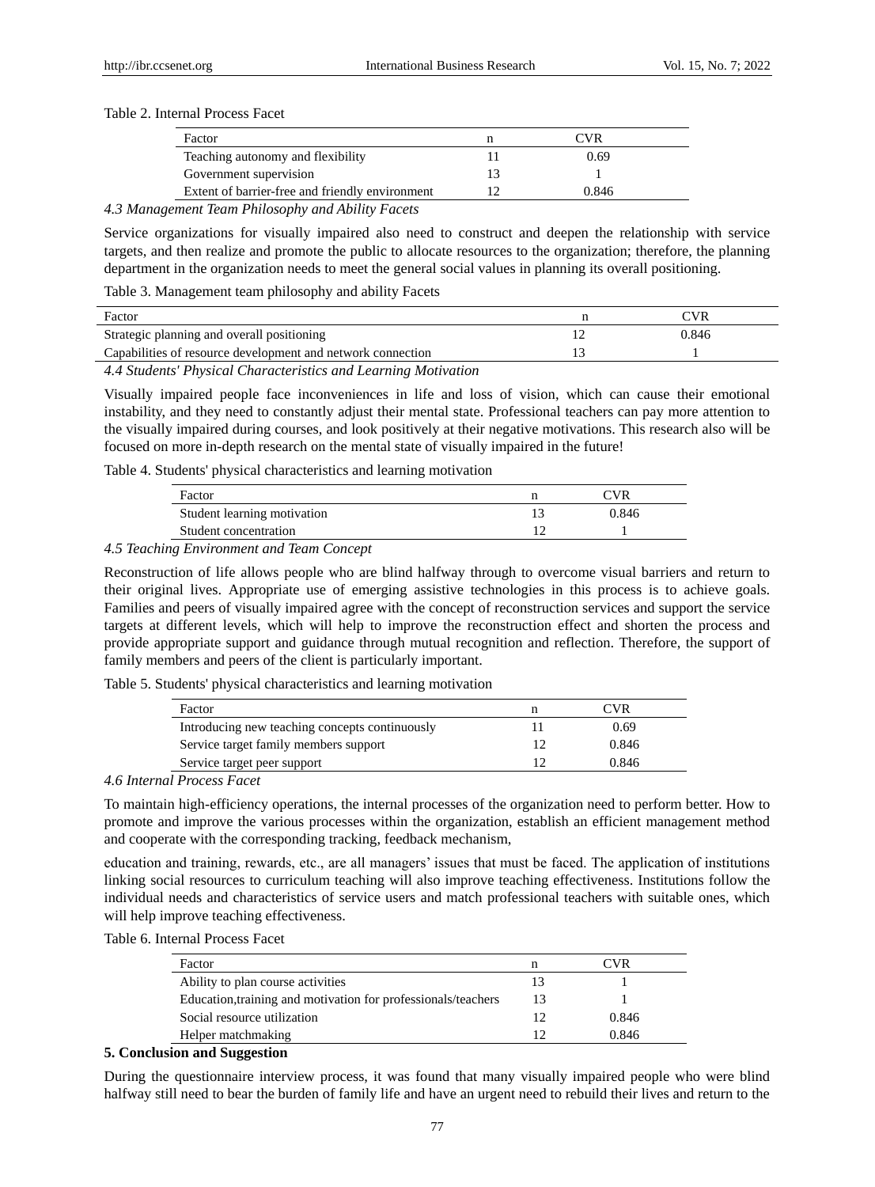Table 2. Internal Process Facet

| Factor | n | CVR |
|---|---|---|
| Teaching autonomy and flexibility | 11 | 0.69 |
| Government supervision | 13 | 1 |
| Extent of barrier-free and friendly environment | 12 | 0.846 |

### *4.3 Management Team Philosophy and Ability Facets*

Service organizations for visually impaired also need to construct and deepen the relationship with service targets, and then realize and promote the public to allocate resources to the organization; therefore, the planning department in the organization needs to meet the general social values in planning its overall positioning.

Table 3. Management team philosophy and ability Facets

| Factor | n | CVR |
|---|---|---|
| Strategic planning and overall positioning | 12 | 0.846 |
| Capabilities of resource development and network connection | 13 | 1 |

### *4.4 Students' Physical Characteristics and Learning Motivation*

Visually impaired people face inconveniences in life and loss of vision, which can cause their emotional instability, and they need to constantly adjust their mental state. Professional teachers can pay more attention to the visually impaired during courses, and look positively at their negative motivations. This research also will be focused on more in-depth research on the mental state of visually impaired in the future!

Table 4. Students' physical characteristics and learning motivation

| Factor | n | CVR |
|---|---|---|
| Student learning motivation | 13 | 0.846 |
| Student concentration | 12 | 1 |

### *4.5 Teaching Environment and Team Concept*

Reconstruction of life allows people who are blind halfway through to overcome visual barriers and return to their original lives. Appropriate use of emerging assistive technologies in this process is to achieve goals. Families and peers of visually impaired agree with the concept of reconstruction services and support the service targets at different levels, which will help to improve the reconstruction effect and shorten the process and provide appropriate support and guidance through mutual recognition and reflection. Therefore, the support of family members and peers of the client is particularly important.

Table 5. Students' physical characteristics and learning motivation

| Factor | n | CVR |
|---|---|---|
| Introducing new teaching concepts continuously | 11 | 0.69 |
| Service target family members support | 12 | 0.846 |
| Service target peer support | 12 | 0.846 |

### *4.6 Internal Process Facet*

To maintain high-efficiency operations, the internal processes of the organization need to perform better. How to promote and improve the various processes within the organization, establish an efficient management method and cooperate with the corresponding tracking, feedback mechanism,

education and training, rewards, etc., are all managers' issues that must be faced. The application of institutions linking social resources to curriculum teaching will also improve teaching effectiveness. Institutions follow the individual needs and characteristics of service users and match professional teachers with suitable ones, which will help improve teaching effectiveness.

Table 6. Internal Process Facet

| Factor | n | CVR |
|---|---|---|
| Ability to plan course activities | 13 | 1 |
| Education,training and motivation for professionals/teachers | 13 | 1 |
| Social resource utilization | 12 | 0.846 |
| Helper matchmaking | 12 | 0.846 |

## 5. Conclusion and Suggestion

During the questionnaire interview process, it was found that many visually impaired people who were blind halfway still need to bear the burden of family life and have an urgent need to rebuild their lives and return to the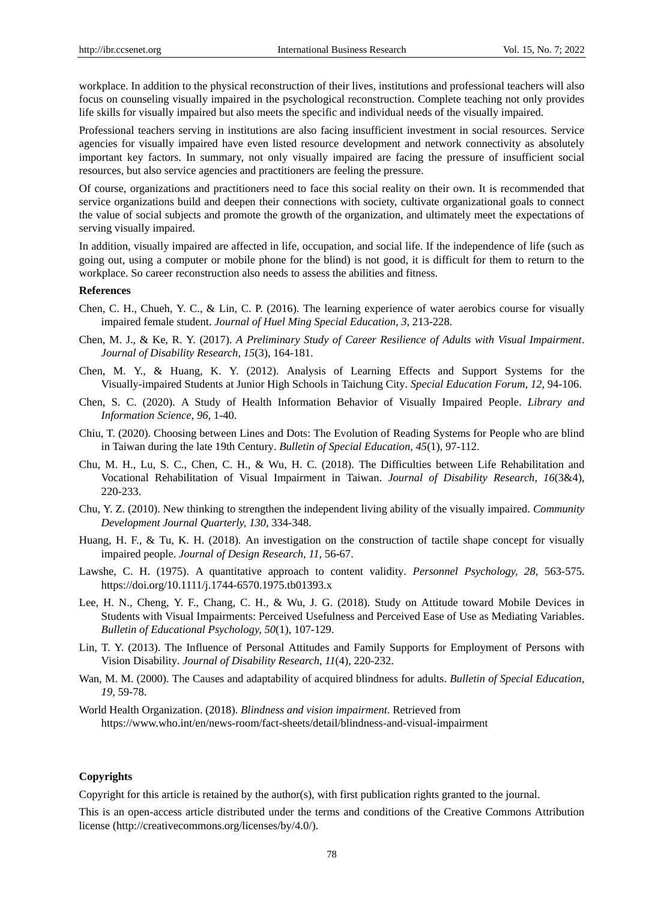workplace. In addition to the physical reconstruction of their lives, institutions and professional teachers will also focus on counseling visually impaired in the psychological reconstruction. Complete teaching not only provides life skills for visually impaired but also meets the specific and individual needs of the visually impaired.

Professional teachers serving in institutions are also facing insufficient investment in social resources. Service agencies for visually impaired have even listed resource development and network connectivity as absolutely important key factors. In summary, not only visually impaired are facing the pressure of insufficient social resources, but also service agencies and practitioners are feeling the pressure.

Of course, organizations and practitioners need to face this social reality on their own. It is recommended that service organizations build and deepen their connections with society, cultivate organizational goals to connect the value of social subjects and promote the growth of the organization, and ultimately meet the expectations of serving visually impaired.

In addition, visually impaired are affected in life, occupation, and social life. If the independence of life (such as going out, using a computer or mobile phone for the blind) is not good, it is difficult for them to return to the workplace. So career reconstruction also needs to assess the abilities and fitness.

## References

Chen, C. H., Chueh, Y. C., & Lin, C. P. (2016). The learning experience of water aerobics course for visually impaired female student. *Journal of Huel Ming Special Education, 3,* 213-228.

Chen, M. J., & Ke, R. Y. (2017). *A Preliminary Study of Career Resilience of Adults with Visual Impairment*. *Journal of Disability Research, 15*(3), 164-181.

Chen, M. Y., & Huang, K. Y. (2012). Analysis of Learning Effects and Support Systems for the Visually-impaired Students at Junior High Schools in Taichung City. *Special Education Forum, 12,* 94-106.

Chen, S. C. (2020). A Study of Health Information Behavior of Visually Impaired People. *Library and Information Science, 96,* 1-40.

Chiu, T. (2020). Choosing between Lines and Dots: The Evolution of Reading Systems for People who are blind in Taiwan during the late 19th Century. *Bulletin of Special Education, 45*(1), 97-112.

Chu, M. H., Lu, S. C., Chen, C. H., & Wu, H. C. (2018). The Difficulties between Life Rehabilitation and Vocational Rehabilitation of Visual Impairment in Taiwan. *Journal of Disability Research, 16*(3&4), 220-233.

Chu, Y. Z. (2010). New thinking to strengthen the independent living ability of the visually impaired. *Community Development Journal Quarterly, 130,* 334-348.

Huang, H. F., & Tu, K. H. (2018). An investigation on the construction of tactile shape concept for visually impaired people. *Journal of Design Research, 11,* 56-67.

Lawshe, C. H. (1975). A quantitative approach to content validity. *Personnel Psychology, 28,* 563-575. https://doi.org/10.1111/j.1744-6570.1975.tb01393.x

Lee, H. N., Cheng, Y. F., Chang, C. H., & Wu, J. G. (2018). Study on Attitude toward Mobile Devices in Students with Visual Impairments: Perceived Usefulness and Perceived Ease of Use as Mediating Variables. *Bulletin of Educational Psychology, 50*(1), 107-129.

Lin, T. Y. (2013). The Influence of Personal Attitudes and Family Supports for Employment of Persons with Vision Disability. *Journal of Disability Research, 11*(4), 220-232.

Wan, M. M. (2000). The Causes and adaptability of acquired blindness for adults. *Bulletin of Special Education, 19,* 59-78.

World Health Organization. (2018). *Blindness and vision impairment*. Retrieved from https://www.who.int/en/news-room/fact-sheets/detail/blindness-and-visual-impairment

## Copyrights

Copyright for this article is retained by the author(s), with first publication rights granted to the journal.

This is an open-access article distributed under the terms and conditions of the Creative Commons Attribution license (http://creativecommons.org/licenses/by/4.0/).